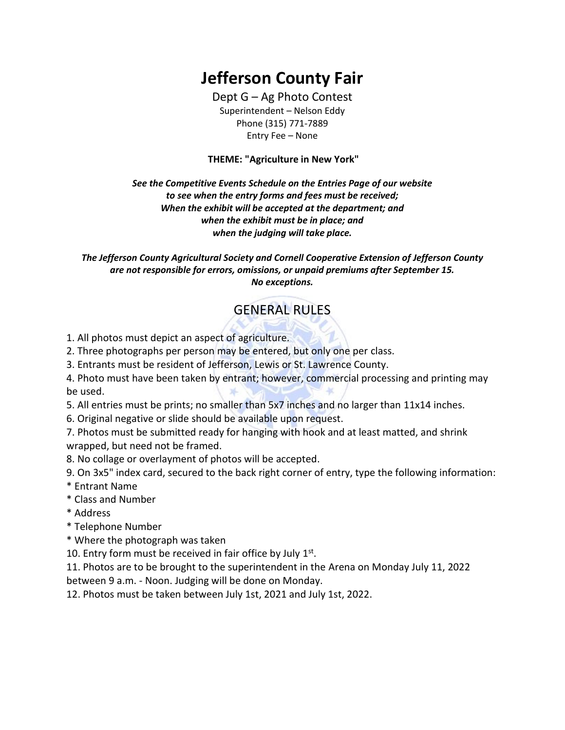# Jefferson County Fair

Dept G – Ag Photo Contest
Superintendent – Nelson Eddy
Phone (315) 771-7889
Entry Fee – None

**THEME: "Agriculture in New York"**

***See the Competitive Events Schedule on the Entries Page of our website to see when the entry forms and fees must be received; When the exhibit will be accepted at the department; and when the exhibit must be in place; and when the judging will take place.***

***The Jefferson County Agricultural Society and Cornell Cooperative Extension of Jefferson County are not responsible for errors, omissions, or unpaid premiums after September 15. No exceptions.***

## GENERAL RULES

1. All photos must depict an aspect of agriculture.
2. Three photographs per person may be entered, but only one per class.
3. Entrants must be resident of Jefferson, Lewis or St. Lawrence County.
4. Photo must have been taken by entrant; however, commercial processing and printing may be used.
5. All entries must be prints; no smaller than 5x7 inches and no larger than 11x14 inches.
6. Original negative or slide should be available upon request.
7. Photos must be submitted ready for hanging with hook and at least matted, and shrink wrapped, but need not be framed.
8. No collage or overlayment of photos will be accepted.
9. On 3x5" index card, secured to the back right corner of entry, type the following information:
   * Entrant Name
   * Class and Number
   * Address
   * Telephone Number
   * Where the photograph was taken
10. Entry form must be received in fair office by July 1st.
11. Photos are to be brought to the superintendent in the Arena on Monday July 11, 2022 between 9 a.m. - Noon. Judging will be done on Monday.
12. Photos must be taken between July 1st, 2021 and July 1st, 2022.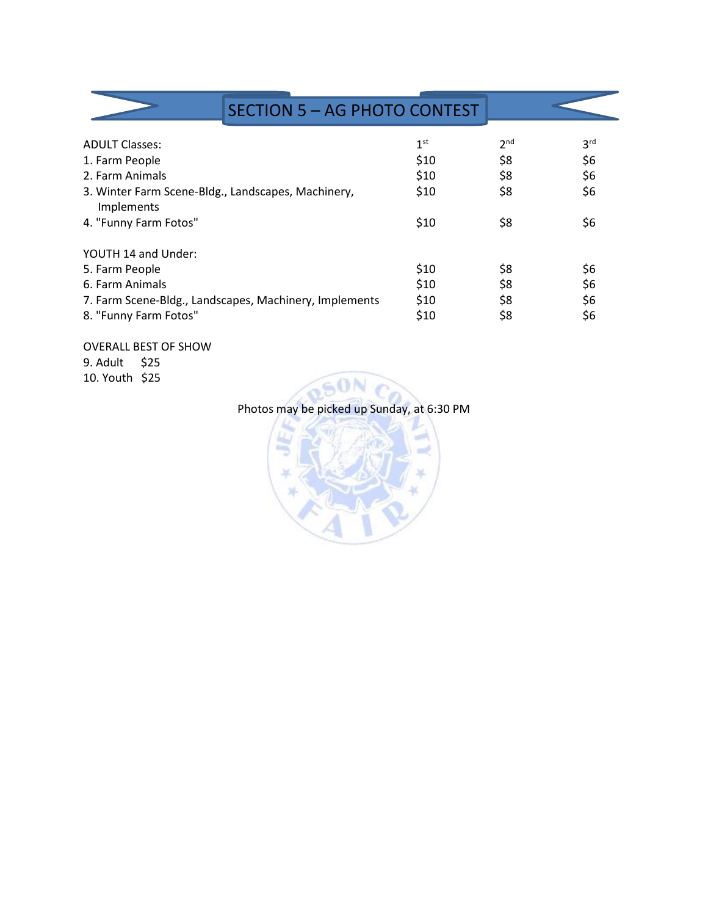## SECTION 5 – AG PHOTO CONTEST

| ADULT Classes: | 1st | 2nd | 3rd |
|---|---|---|---|
| 1. Farm People | $10 | $8 | $6 |
| 2. Farm Animals | $10 | $8 | $6 |
| 3. Winter Farm Scene-Bldg., Landscapes, Machinery, Implements | $10 | $8 | $6 |
| 4. "Funny Farm Fotos" | $10 | $8 | $6 |
| **YOUTH 14 and Under:** | | | |
| 5. Farm People | $10 | $8 | $6 |
| 6. Farm Animals | $10 | $8 | $6 |
| 7. Farm Scene-Bldg., Landscapes, Machinery, Implements | $10 | $8 | $6 |
| 8. "Funny Farm Fotos" | $10 | $8 | $6 |

OVERALL BEST OF SHOW

9. Adult $25

10. Youth $25

Photos may be picked up Sunday, at 6:30 PM